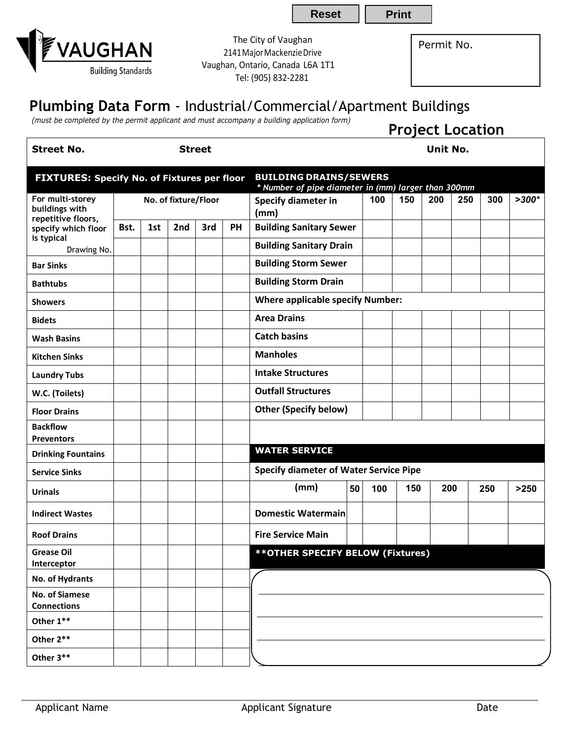Reset | Print

VAUGHAN
Building Standards

The City of Vaughan
2141 Major Mackenzie Drive
Vaughan, Ontario, Canada L6A 1T1
Tel: (905) 832-2281

Permit No.

# **Plumbing Data Form** - Industrial/Commercial/Apartment Buildings

*(must be completed by the permit applicant and must accompany a building application form)*

## Project Location

| **Street No.** | **Street** | **Unit No.** |
|---|---|---|
| | | |

### FIXTURES: Specify No. of Fixtures per floor

| For multi-storey buildings with repetitive floors, specify which floor is typical | No. of fixture/Floor | | | | |
|---|---|---|---|---|---|
| | **Bst.** | **1st** | **2nd** | **3rd** | **PH** |
| Drawing No. | | | | | |
| **Bar Sinks** | | | | | |
| **Bathtubs** | | | | | |
| **Showers** | | | | | |
| **Bidets** | | | | | |
| **Wash Basins** | | | | | |
| **Kitchen Sinks** | | | | | |
| **Laundry Tubs** | | | | | |
| **W.C. (Toilets)** | | | | | |
| **Floor Drains** | | | | | |
| **Backflow Preventors** | | | | | |
| **Drinking Fountains** | | | | | |
| **Service Sinks** | | | | | |
| **Urinals** | | | | | |
| **Indirect Wastes** | | | | | |
| **Roof Drains** | | | | | |
| **Grease Oil Interceptor** | | | | | |
| **No. of Hydrants** | | | | | |
| **No. of Siamese Connections** | | | | | |
| **Other 1**** | | | | | |
| **Other 2**** | | | | | |
| **Other 3**** | | | | | |

### BUILDING DRAINS/SEWERS

*\* Number of pipe diameter in (mm) larger than 300mm*

| Specify diameter in (mm) | 100 | 150 | 200 | 250 | 300 | *>300** |
|---|---|---|---|---|---|---|
| **Building Sanitary Sewer** | | | | | | |
| **Building Sanitary Drain** | | | | | | |
| **Building Storm Sewer** | | | | | | |
| **Building Storm Drain** | | | | | | |
| **Where applicable specify Number:** | | | | | | |
| **Area Drains** | | | | | | |
| **Catch basins** | | | | | | |
| **Manholes** | | | | | | |
| **Intake Structures** | | | | | | |
| **Outfall Structures** | | | | | | |
| **Other (Specify below)** | | | | | | |

### WATER SERVICE

**Specify diameter of Water Service Pipe**

| (mm) | 50 | 100 | 150 | 200 | 250 | >250 |
|---|---|---|---|---|---|---|
| **Domestic Watermain** | | | | | | |
| **Fire Service Main** | | | | | | |

### **OTHER SPECIFY BELOW (Fixtures)

Applicant Name | Applicant Signature | Date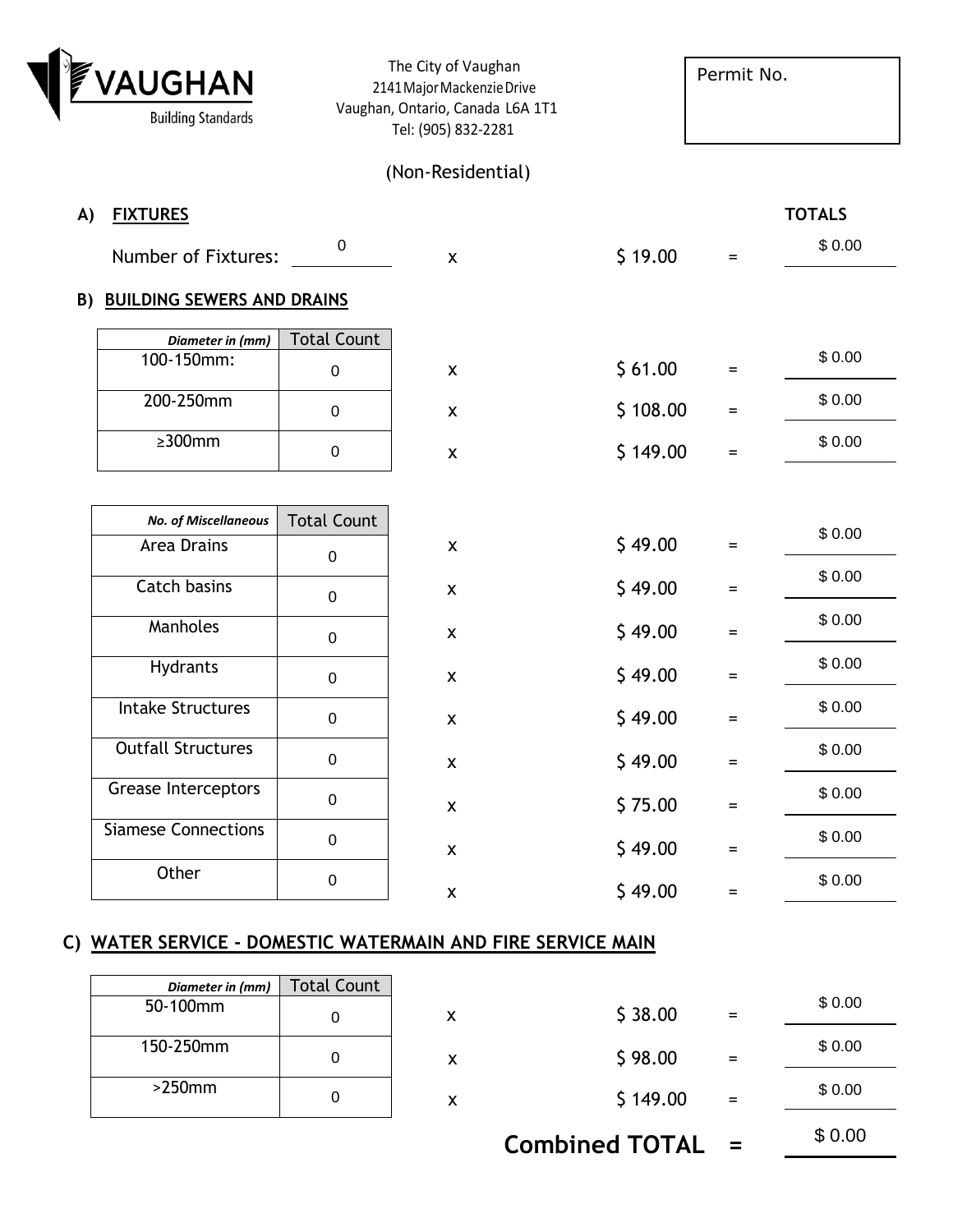VAUGHAN
Building Standards

The City of Vaughan
2141 Major Mackenzie Drive
Vaughan, Ontario, Canada L6A 1T1
Tel: (905) 832-2281

Permit No.

(Non-Residential)

## A) FIXTURES

| | | | | | |
|---|---|---|---|---|---|
| Number of Fixtures: | 0 | x | $ 19.00 | = | **TOTALS** $ 0.00 |

## B) BUILDING SEWERS AND DRAINS

| *Diameter in (mm)* | Total Count | | | | |
|---|---|---|---|---|---|
| 100-150mm: | 0 | x | $ 61.00 | = | $ 0.00 |
| 200-250mm | 0 | x | $ 108.00 | = | $ 0.00 |
| ≥300mm | 0 | x | $ 149.00 | = | $ 0.00 |

| *No. of Miscellaneous* | Total Count | | | | |
|---|---|---|---|---|---|
| Area Drains | 0 | x | $ 49.00 | = | $ 0.00 |
| Catch basins | 0 | x | $ 49.00 | = | $ 0.00 |
| Manholes | 0 | x | $ 49.00 | = | $ 0.00 |
| Hydrants | 0 | x | $ 49.00 | = | $ 0.00 |
| Intake Structures | 0 | x | $ 49.00 | = | $ 0.00 |
| Outfall Structures | 0 | x | $ 49.00 | = | $ 0.00 |
| Grease Interceptors | 0 | x | $ 75.00 | = | $ 0.00 |
| Siamese Connections | 0 | x | $ 49.00 | = | $ 0.00 |
| Other | 0 | x | $ 49.00 | = | $ 0.00 |

## C) WATER SERVICE - DOMESTIC WATERMAIN AND FIRE SERVICE MAIN

| *Diameter in (mm)* | Total Count | | | | |
|---|---|---|---|---|---|
| 50-100mm | 0 | x | $ 38.00 | = | $ 0.00 |
| 150-250mm | 0 | x | $ 98.00 | = | $ 0.00 |
| >250mm | 0 | x | $ 149.00 | = | $ 0.00 |

**Combined TOTAL =** $ 0.00